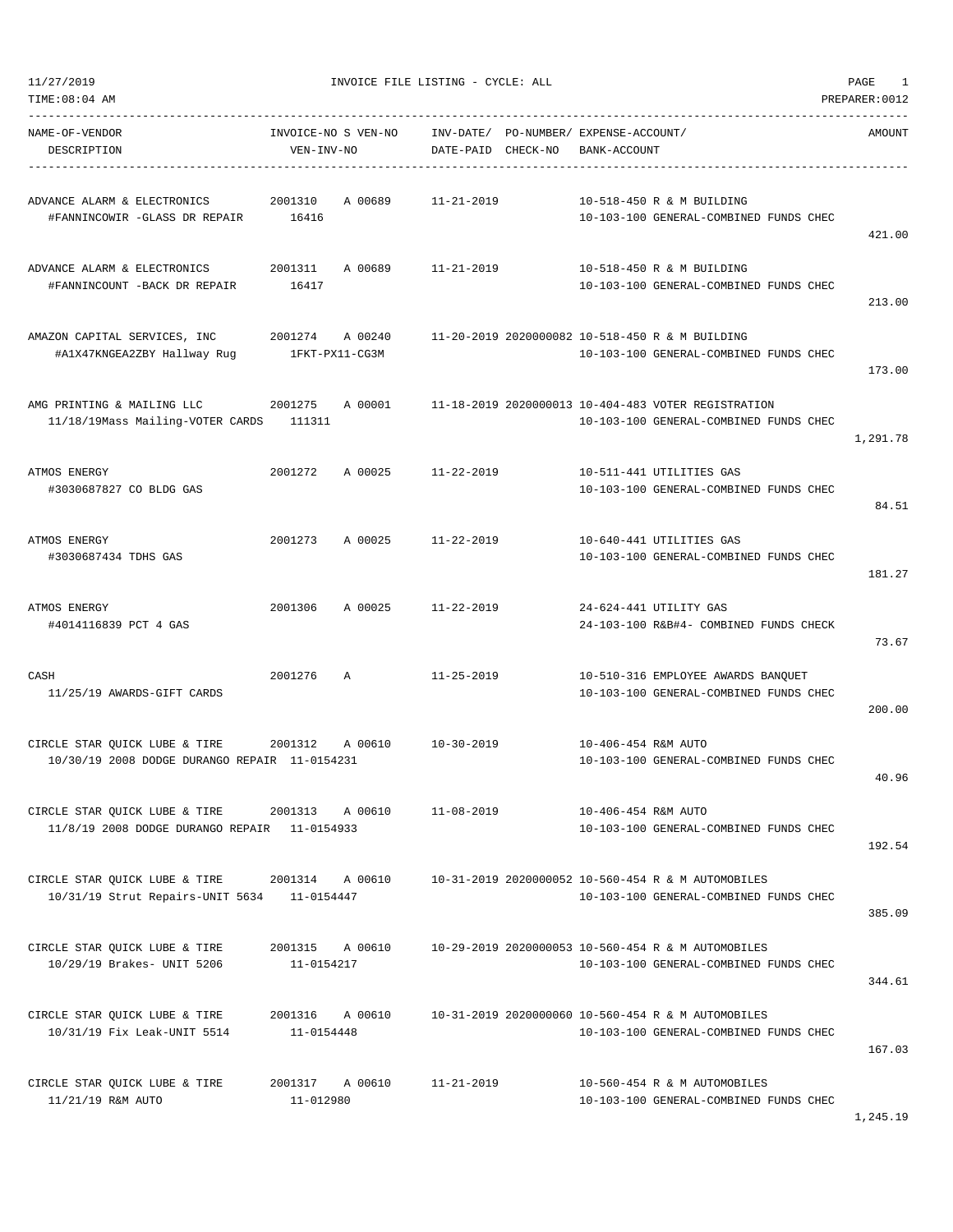INVOICE FILE LISTING - CYCLE: ALL

11/27/2019
TIME:08:04 AM
PREPARER:0012

| NAME-OF-VENDOR / DESCRIPTION | INVOICE-NO / VEN-INV-NO | S | VEN-NO | INV-DATE/ DATE-PAID | PO-NUMBER/ CHECK-NO | EXPENSE-ACCOUNT/ BANK-ACCOUNT | AMOUNT |
|---|---|---|---|---|---|---|---|
| ADVANCE ALARM & ELECTRONICS<br>#FANNINCOWIR -GLASS DR REPAIR | 2001310<br>16416 | A | 00689 | 11-21-2019 | | 10-518-450 R & M BUILDING<br>10-103-100 GENERAL-COMBINED FUNDS CHEC | 421.00 |
| ADVANCE ALARM & ELECTRONICS<br>#FANNINCOUNT -BACK DR REPAIR | 2001311<br>16417 | A | 00689 | 11-21-2019 | | 10-518-450 R & M BUILDING<br>10-103-100 GENERAL-COMBINED FUNDS CHEC | 213.00 |
| AMAZON CAPITAL SERVICES, INC<br>#A1X47KNGEA2ZBY Hallway Rug | 2001274<br>1FKT-PX11-CG3M | A | 00240 | 11-20-2019 | 2020000082 | 10-518-450 R & M BUILDING<br>10-103-100 GENERAL-COMBINED FUNDS CHEC | 173.00 |
| AMG PRINTING & MAILING LLC<br>11/18/19Mass Mailing-VOTER CARDS | 2001275<br>111311 | A | 00001 | 11-18-2019 | 2020000013 | 10-404-483 VOTER REGISTRATION<br>10-103-100 GENERAL-COMBINED FUNDS CHEC | 1,291.78 |
| ATMOS ENERGY<br>#3030687827 CO BLDG GAS | 2001272 | A | 00025 | 11-22-2019 | | 10-511-441 UTILITIES GAS<br>10-103-100 GENERAL-COMBINED FUNDS CHEC | 84.51 |
| ATMOS ENERGY<br>#3030687434 TDHS GAS | 2001273 | A | 00025 | 11-22-2019 | | 10-640-441 UTILITIES GAS<br>10-103-100 GENERAL-COMBINED FUNDS CHEC | 181.27 |
| ATMOS ENERGY<br>#4014116839 PCT 4 GAS | 2001306 | A | 00025 | 11-22-2019 | | 24-624-441 UTILITY GAS<br>24-103-100 R&B#4- COMBINED FUNDS CHECK | 73.67 |
| CASH<br>11/25/19 AWARDS-GIFT CARDS | 2001276 | A | | 11-25-2019 | | 10-510-316 EMPLOYEE AWARDS BANQUET<br>10-103-100 GENERAL-COMBINED FUNDS CHEC | 200.00 |
| CIRCLE STAR QUICK LUBE & TIRE<br>10/30/19 2008 DODGE DURANGO REPAIR | 2001312<br>11-0154231 | A | 00610 | 10-30-2019 | | 10-406-454 R&M AUTO<br>10-103-100 GENERAL-COMBINED FUNDS CHEC | 40.96 |
| CIRCLE STAR QUICK LUBE & TIRE<br>11/8/19 2008 DODGE DURANGO REPAIR | 2001313<br>11-0154933 | A | 00610 | 11-08-2019 | | 10-406-454 R&M AUTO<br>10-103-100 GENERAL-COMBINED FUNDS CHEC | 192.54 |
| CIRCLE STAR QUICK LUBE & TIRE<br>10/31/19 Strut Repairs-UNIT 5634 | 2001314<br>11-0154447 | A | 00610 | 10-31-2019 | 2020000052 | 10-560-454 R & M AUTOMOBILES<br>10-103-100 GENERAL-COMBINED FUNDS CHEC | 385.09 |
| CIRCLE STAR QUICK LUBE & TIRE<br>10/29/19 Brakes- UNIT 5206 | 2001315<br>11-0154217 | A | 00610 | 10-29-2019 | 2020000053 | 10-560-454 R & M AUTOMOBILES<br>10-103-100 GENERAL-COMBINED FUNDS CHEC | 344.61 |
| CIRCLE STAR QUICK LUBE & TIRE<br>10/31/19 Fix Leak-UNIT 5514 | 2001316<br>11-0154448 | A | 00610 | 10-31-2019 | 2020000060 | 10-560-454 R & M AUTOMOBILES<br>10-103-100 GENERAL-COMBINED FUNDS CHEC | 167.03 |
| CIRCLE STAR QUICK LUBE & TIRE<br>11/21/19 R&M AUTO | 2001317<br>11-012980 | A | 00610 | 11-21-2019 | | 10-560-454 R & M AUTOMOBILES<br>10-103-100 GENERAL-COMBINED FUNDS CHEC | 1,245.19 |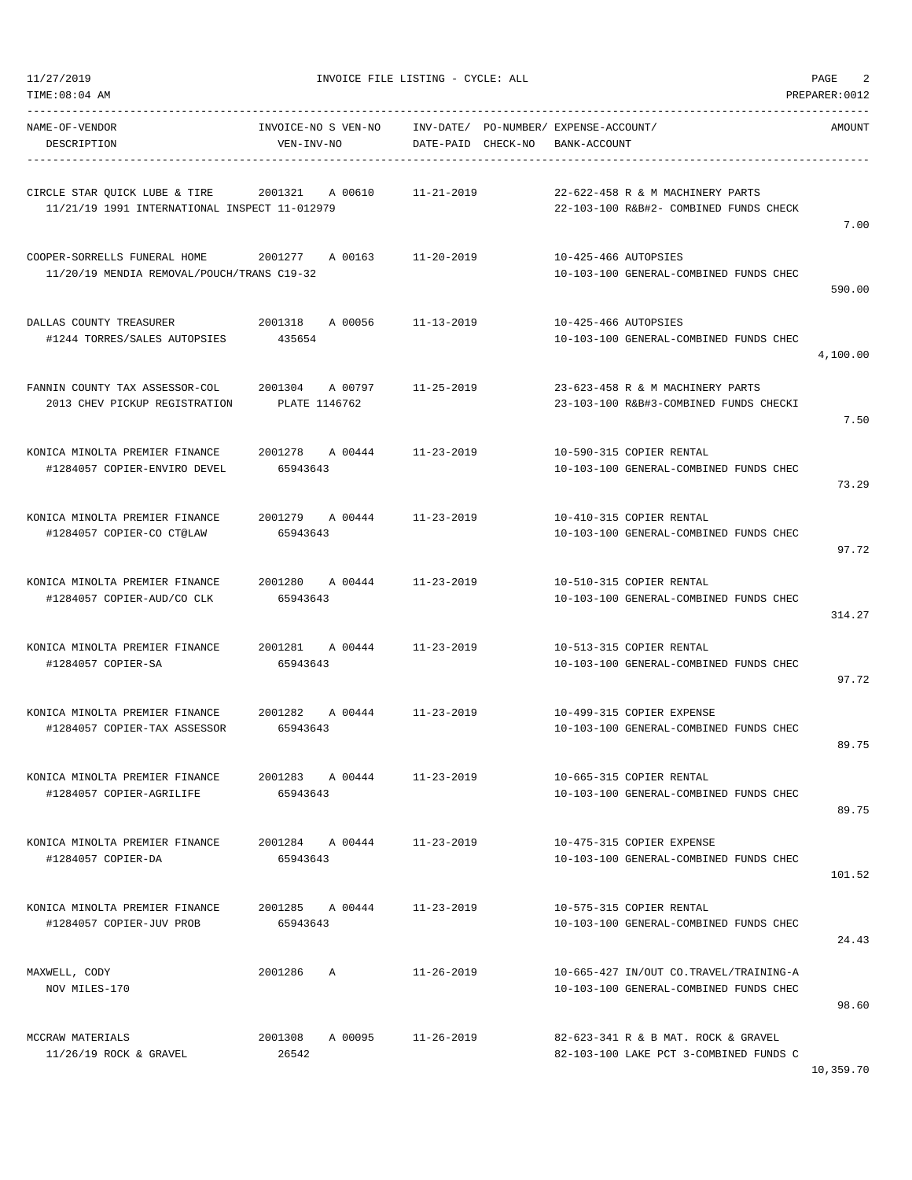INVOICE FILE LISTING - CYCLE: ALL

| NAME-OF-VENDOR / DESCRIPTION | INVOICE-NO S VEN-NO / VEN-INV-NO | INV-DATE/ DATE-PAID | PO-NUMBER/ CHECK-NO | EXPENSE-ACCOUNT/ BANK-ACCOUNT | AMOUNT |
|---|---|---|---|---|---|
| CIRCLE STAR QUICK LUBE & TIRE<br>11/21/19 1991 INTERNATIONAL INSPECT 11-012979 | 2001321 A 00610 | 11-21-2019 | | 22-622-458 R & M MACHINERY PARTS<br>22-103-100 R&B#2- COMBINED FUNDS CHECK | 7.00 |
| COOPER-SORRELLS FUNERAL HOME<br>11/20/19 MENDIA REMOVAL/POUCH/TRANS C19-32 | 2001277 A 00163 | 11-20-2019 | | 10-425-466 AUTOPSIES<br>10-103-100 GENERAL-COMBINED FUNDS CHEC | 590.00 |
| DALLAS COUNTY TREASURER<br>#1244 TORRES/SALES AUTOPSIES | 2001318 A 00056<br>435654 | 11-13-2019 | | 10-425-466 AUTOPSIES<br>10-103-100 GENERAL-COMBINED FUNDS CHEC | 4,100.00 |
| FANNIN COUNTY TAX ASSESSOR-COL<br>2013 CHEV PICKUP REGISTRATION | 2001304 A 00797<br>PLATE 1146762 | 11-25-2019 | | 23-623-458 R & M MACHINERY PARTS<br>23-103-100 R&B#3-COMBINED FUNDS CHECKI | 7.50 |
| KONICA MINOLTA PREMIER FINANCE<br>#1284057 COPIER-ENVIRO DEVEL | 2001278 A 00444<br>65943643 | 11-23-2019 | | 10-590-315 COPIER RENTAL<br>10-103-100 GENERAL-COMBINED FUNDS CHEC | 73.29 |
| KONICA MINOLTA PREMIER FINANCE<br>#1284057 COPIER-CO CT@LAW | 2001279 A 00444<br>65943643 | 11-23-2019 | | 10-410-315 COPIER RENTAL<br>10-103-100 GENERAL-COMBINED FUNDS CHEC | 97.72 |
| KONICA MINOLTA PREMIER FINANCE<br>#1284057 COPIER-AUD/CO CLK | 2001280 A 00444<br>65943643 | 11-23-2019 | | 10-510-315 COPIER RENTAL<br>10-103-100 GENERAL-COMBINED FUNDS CHEC | 314.27 |
| KONICA MINOLTA PREMIER FINANCE<br>#1284057 COPIER-SA | 2001281 A 00444<br>65943643 | 11-23-2019 | | 10-513-315 COPIER RENTAL<br>10-103-100 GENERAL-COMBINED FUNDS CHEC | 97.72 |
| KONICA MINOLTA PREMIER FINANCE<br>#1284057 COPIER-TAX ASSESSOR | 2001282 A 00444<br>65943643 | 11-23-2019 | | 10-499-315 COPIER EXPENSE<br>10-103-100 GENERAL-COMBINED FUNDS CHEC | 89.75 |
| KONICA MINOLTA PREMIER FINANCE<br>#1284057 COPIER-AGRILIFE | 2001283 A 00444<br>65943643 | 11-23-2019 | | 10-665-315 COPIER RENTAL<br>10-103-100 GENERAL-COMBINED FUNDS CHEC | 89.75 |
| KONICA MINOLTA PREMIER FINANCE<br>#1284057 COPIER-DA | 2001284 A 00444<br>65943643 | 11-23-2019 | | 10-475-315 COPIER EXPENSE<br>10-103-100 GENERAL-COMBINED FUNDS CHEC | 101.52 |
| KONICA MINOLTA PREMIER FINANCE<br>#1284057 COPIER-JUV PROB | 2001285 A 00444<br>65943643 | 11-23-2019 | | 10-575-315 COPIER RENTAL<br>10-103-100 GENERAL-COMBINED FUNDS CHEC | 24.43 |
| MAXWELL, CODY<br>NOV MILES-170 | 2001286 A | 11-26-2019 | | 10-665-427 IN/OUT CO.TRAVEL/TRAINING-A<br>10-103-100 GENERAL-COMBINED FUNDS CHEC | 98.60 |
| MCCRAW MATERIALS<br>11/26/19 ROCK & GRAVEL | 2001308 A 00095<br>26542 | 11-26-2019 | | 82-623-341 R & B MAT. ROCK & GRAVEL<br>82-103-100 LAKE PCT 3-COMBINED FUNDS C | 10,359.70 |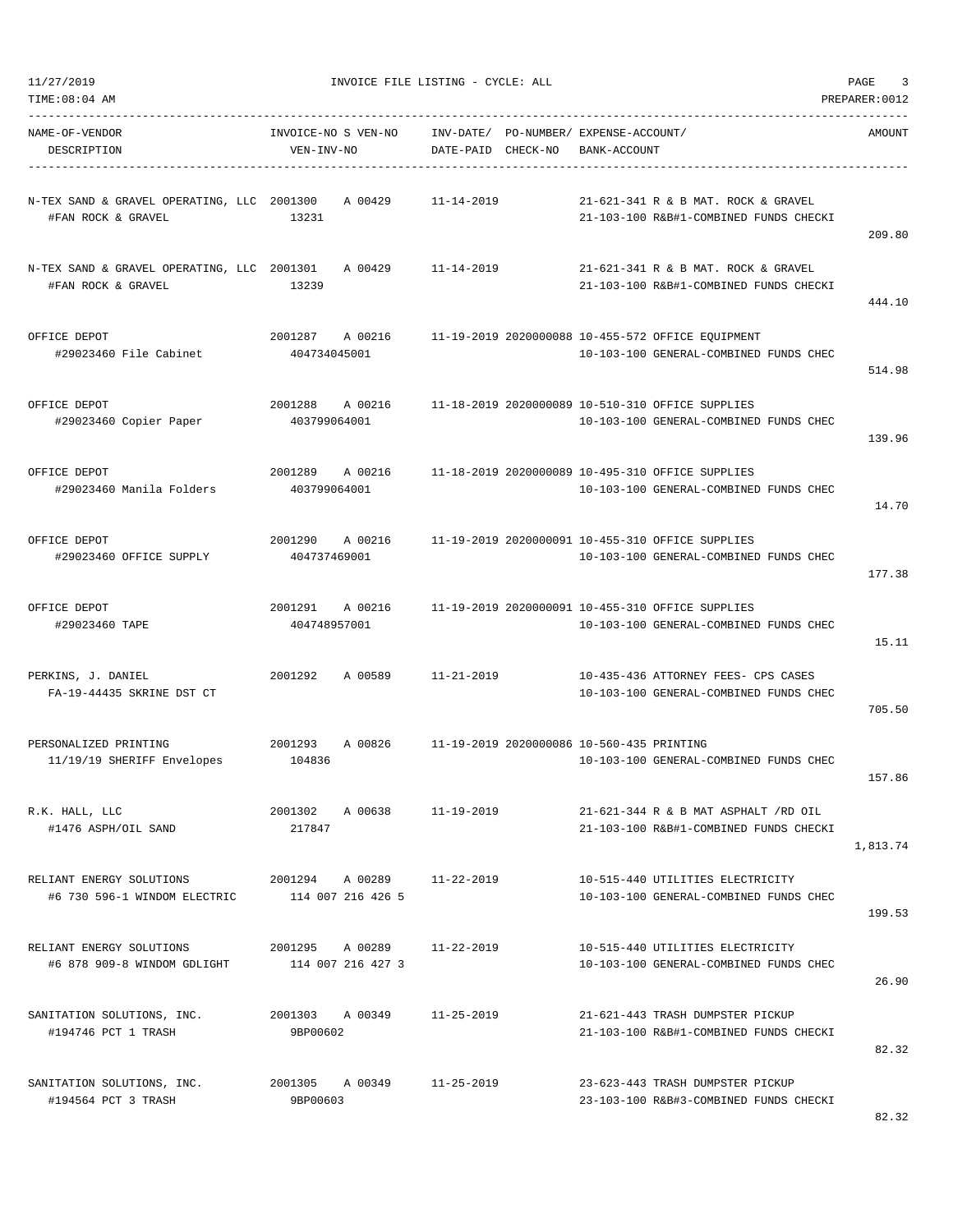11/27/2019 INVOICE FILE LISTING - CYCLE: ALL

TIME:08:04 AM PREPARER:0012

| NAME-OF-VENDOR / DESCRIPTION | INVOICE-NO S VEN-NO / VEN-INV-NO | INV-DATE/ DATE-PAID | PO-NUMBER/ CHECK-NO | EXPENSE-ACCOUNT/ BANK-ACCOUNT | AMOUNT |
|---|---|---|---|---|---|
| N-TEX SAND & GRAVEL OPERATING, LLC<br>#FAN ROCK & GRAVEL | 2001300 A 00429<br>13231 | 11-14-2019 | | 21-621-341 R & B MAT. ROCK & GRAVEL<br>21-103-100 R&B#1-COMBINED FUNDS CHECKI | 209.80 |
| N-TEX SAND & GRAVEL OPERATING, LLC<br>#FAN ROCK & GRAVEL | 2001301 A 00429<br>13239 | 11-14-2019 | | 21-621-341 R & B MAT. ROCK & GRAVEL<br>21-103-100 R&B#1-COMBINED FUNDS CHECKI | 444.10 |
| OFFICE DEPOT<br>#29023460 File Cabinet | 2001287 A 00216<br>404734045001 | 11-19-2019 | 2020000088 | 10-455-572 OFFICE EQUIPMENT<br>10-103-100 GENERAL-COMBINED FUNDS CHEC | 514.98 |
| OFFICE DEPOT<br>#29023460 Copier Paper | 2001288 A 00216<br>403799064001 | 11-18-2019 | 2020000089 | 10-510-310 OFFICE SUPPLIES<br>10-103-100 GENERAL-COMBINED FUNDS CHEC | 139.96 |
| OFFICE DEPOT<br>#29023460 Manila Folders | 2001289 A 00216<br>403799064001 | 11-18-2019 | 2020000089 | 10-495-310 OFFICE SUPPLIES<br>10-103-100 GENERAL-COMBINED FUNDS CHEC | 14.70 |
| OFFICE DEPOT<br>#29023460 OFFICE SUPPLY | 2001290 A 00216<br>404737469001 | 11-19-2019 | 2020000091 | 10-455-310 OFFICE SUPPLIES<br>10-103-100 GENERAL-COMBINED FUNDS CHEC | 177.38 |
| OFFICE DEPOT<br>#29023460 TAPE | 2001291 A 00216<br>404748957001 | 11-19-2019 | 2020000091 | 10-455-310 OFFICE SUPPLIES<br>10-103-100 GENERAL-COMBINED FUNDS CHEC | 15.11 |
| PERKINS, J. DANIEL<br>FA-19-44435 SKRINE DST CT | 2001292 A 00589 | 11-21-2019 | | 10-435-436 ATTORNEY FEES- CPS CASES<br>10-103-100 GENERAL-COMBINED FUNDS CHEC | 705.50 |
| PERSONALIZED PRINTING<br>11/19/19 SHERIFF Envelopes | 2001293 A 00826<br>104836 | 11-19-2019 | 2020000086 | 10-560-435 PRINTING<br>10-103-100 GENERAL-COMBINED FUNDS CHEC | 157.86 |
| R.K. HALL, LLC<br>#1476 ASPH/OIL SAND | 2001302 A 00638<br>217847 | 11-19-2019 | | 21-621-344 R & B MAT ASPHALT /RD OIL<br>21-103-100 R&B#1-COMBINED FUNDS CHECKI | 1,813.74 |
| RELIANT ENERGY SOLUTIONS<br>#6 730 596-1 WINDOM ELECTRIC | 2001294 A 00289<br>114 007 216 426 5 | 11-22-2019 | | 10-515-440 UTILITIES ELECTRICITY<br>10-103-100 GENERAL-COMBINED FUNDS CHEC | 199.53 |
| RELIANT ENERGY SOLUTIONS<br>#6 878 909-8 WINDOM GDLIGHT | 2001295 A 00289<br>114 007 216 427 3 | 11-22-2019 | | 10-515-440 UTILITIES ELECTRICITY<br>10-103-100 GENERAL-COMBINED FUNDS CHEC | 26.90 |
| SANITATION SOLUTIONS, INC.<br>#194746 PCT 1 TRASH | 2001303 A 00349<br>9BP00602 | 11-25-2019 | | 21-621-443 TRASH DUMPSTER PICKUP<br>21-103-100 R&B#1-COMBINED FUNDS CHECKI | 82.32 |
| SANITATION SOLUTIONS, INC.<br>#194564 PCT 3 TRASH | 2001305 A 00349<br>9BP00603 | 11-25-2019 | | 23-623-443 TRASH DUMPSTER PICKUP<br>23-103-100 R&B#3-COMBINED FUNDS CHECKI | 82.32 |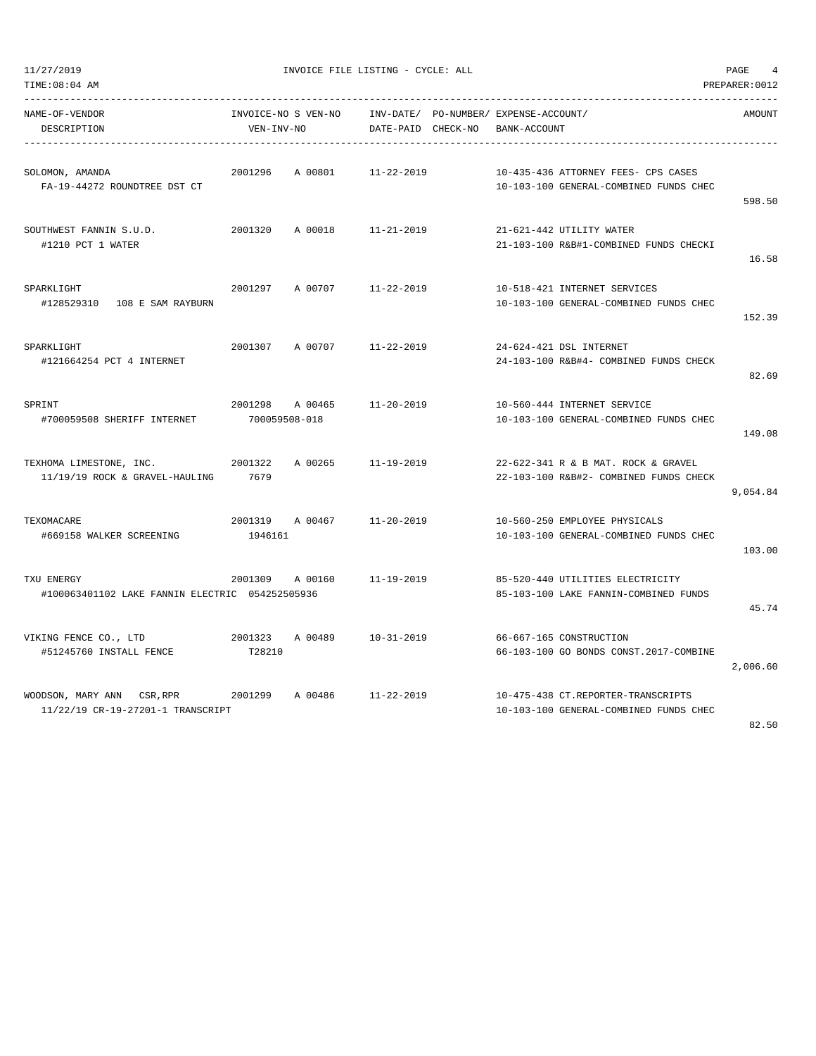INVOICE FILE LISTING - CYCLE: ALL

| NAME-OF-VENDOR / DESCRIPTION | INVOICE-NO | S VEN-NO / VEN-INV-NO | INV-DATE/ DATE-PAID | PO-NUMBER/ CHECK-NO | EXPENSE-ACCOUNT/ BANK-ACCOUNT | AMOUNT |
|---|---|---|---|---|---|---|
| SOLOMON, AMANDA<br>FA-19-44272 ROUNDTREE DST CT | 2001296 | A 00801 | 11-22-2019 | | 10-435-436 ATTORNEY FEES- CPS CASES<br>10-103-100 GENERAL-COMBINED FUNDS CHEC | 598.50 |
| SOUTHWEST FANNIN S.U.D.<br>#1210 PCT 1 WATER | 2001320 | A 00018 | 11-21-2019 | | 21-621-442 UTILITY WATER<br>21-103-100 R&B#1-COMBINED FUNDS CHECKI | 16.58 |
| SPARKLIGHT<br>#128529310 108 E SAM RAYBURN | 2001297 | A 00707 | 11-22-2019 | | 10-518-421 INTERNET SERVICES<br>10-103-100 GENERAL-COMBINED FUNDS CHEC | 152.39 |
| SPARKLIGHT<br>#121664254 PCT 4 INTERNET | 2001307 | A 00707 | 11-22-2019 | | 24-624-421 DSL INTERNET<br>24-103-100 R&B#4- COMBINED FUNDS CHECK | 82.69 |
| SPRINT<br>#700059508 SHERIFF INTERNET | 2001298 | A 00465<br>700059508-018 | 11-20-2019 | | 10-560-444 INTERNET SERVICE<br>10-103-100 GENERAL-COMBINED FUNDS CHEC | 149.08 |
| TEXHOMA LIMESTONE, INC.<br>11/19/19 ROCK & GRAVEL-HAULING | 2001322 | A 00265<br>7679 | 11-19-2019 | | 22-622-341 R & B MAT. ROCK & GRAVEL<br>22-103-100 R&B#2- COMBINED FUNDS CHECK | 9,054.84 |
| TEXOMACARE<br>#669158 WALKER SCREENING | 2001319 | A 00467<br>1946161 | 11-20-2019 | | 10-560-250 EMPLOYEE PHYSICALS<br>10-103-100 GENERAL-COMBINED FUNDS CHEC | 103.00 |
| TXU ENERGY<br>#100063401102 LAKE FANNIN ELECTRIC | 2001309 | A 00160<br>054252505936 | 11-19-2019 | | 85-520-440 UTILITIES ELECTRICITY<br>85-103-100 LAKE FANNIN-COMBINED FUNDS | 45.74 |
| VIKING FENCE CO., LTD<br>#51245760 INSTALL FENCE | 2001323 | A 00489<br>T28210 | 10-31-2019 | | 66-667-165 CONSTRUCTION<br>66-103-100 GO BONDS CONST.2017-COMBINE | 2,006.60 |
| WOODSON, MARY ANN CSR,RPR<br>11/22/19 CR-19-27201-1 TRANSCRIPT | 2001299 | A 00486 | 11-22-2019 | | 10-475-438 CT.REPORTER-TRANSCRIPTS<br>10-103-100 GENERAL-COMBINED FUNDS CHEC | 82.50 |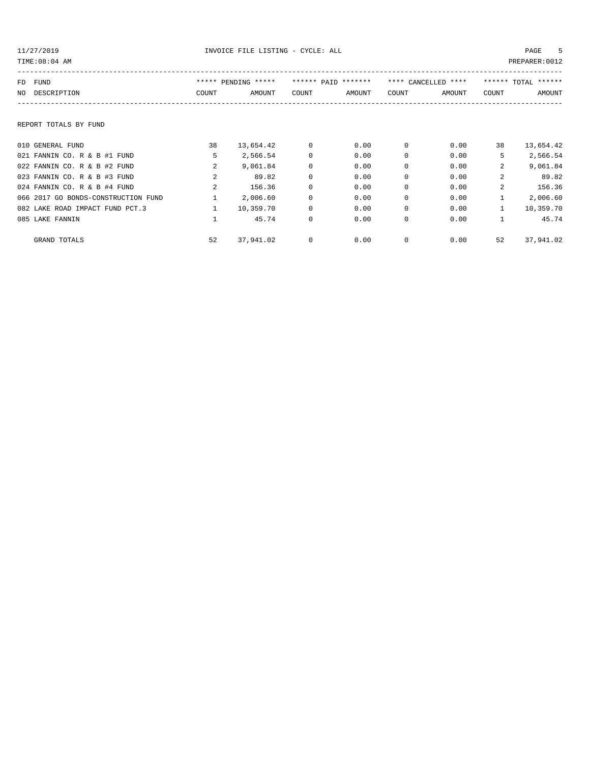INVOICE FILE LISTING - CYCLE: ALL

11/27/2019
TIME:08:04 AM
PREPARER:0012

REPORT TOTALS BY FUND

| FD NO | FUND DESCRIPTION | ***** PENDING ***** COUNT | AMOUNT | ****** PAID ******* COUNT | AMOUNT | **** CANCELLED **** COUNT | AMOUNT | ****** TOTAL ****** COUNT | AMOUNT |
|---|---|---|---|---|---|---|---|---|---|
| 010 | GENERAL FUND | 38 | 13,654.42 | 0 | 0.00 | 0 | 0.00 | 38 | 13,654.42 |
| 021 | FANNIN CO. R & B #1 FUND | 5 | 2,566.54 | 0 | 0.00 | 0 | 0.00 | 5 | 2,566.54 |
| 022 | FANNIN CO. R & B #2 FUND | 2 | 9,061.84 | 0 | 0.00 | 0 | 0.00 | 2 | 9,061.84 |
| 023 | FANNIN CO. R & B #3 FUND | 2 | 89.82 | 0 | 0.00 | 0 | 0.00 | 2 | 89.82 |
| 024 | FANNIN CO. R & B #4 FUND | 2 | 156.36 | 0 | 0.00 | 0 | 0.00 | 2 | 156.36 |
| 066 | 2017 GO BONDS-CONSTRUCTION FUND | 1 | 2,006.60 | 0 | 0.00 | 0 | 0.00 | 1 | 2,006.60 |
| 082 | LAKE ROAD IMPACT FUND PCT.3 | 1 | 10,359.70 | 0 | 0.00 | 0 | 0.00 | 1 | 10,359.70 |
| 085 | LAKE FANNIN | 1 | 45.74 | 0 | 0.00 | 0 | 0.00 | 1 | 45.74 |
| | GRAND TOTALS | 52 | 37,941.02 | 0 | 0.00 | 0 | 0.00 | 52 | 37,941.02 |